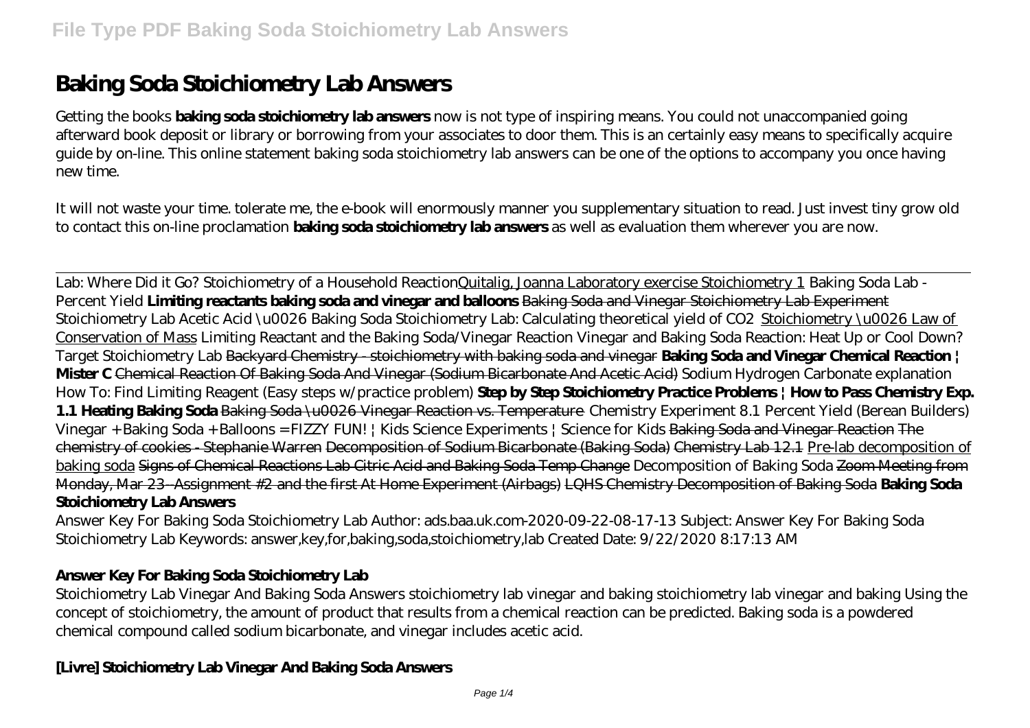# Baking Soda Stoichiometry Lab Answers

Getting the books **baking soda stoichiometry lab answers** now is not type of inspiring means. You could not unaccompanied going afterward book deposit or library or borrowing from your associates to door them. This is an certainly easy means to specifically acquire guide by on-line. This online statement baking soda stoichiometry lab answers can be one of the options to accompany you once having new time.

It will not waste your time. tolerate me, the e-book will enormously manner you supplementary situation to read. Just invest tiny grow old to contact this on-line proclamation **baking soda stoichiometry lab answers** as well as evaluation them wherever you are now.

---

Lab: Where Did it Go? Stoichiometry of a Household Reaction Quitalig, Joanna Laboratory exercise Stoichiometry 1 *Baking Soda Lab - Percent Yield* **Limiting reactants baking soda and vinegar and balloons** Baking Soda and Vinegar Stoichiometry Lab Experiment *Stoichiometry Lab Acetic Acid \u0026 Baking Soda* *Stoichiometry Lab: Calculating theoretical yield of CO2* Stoichiometry \u0026 Law of Conservation of Mass *Limiting Reactant and the Baking Soda/Vinegar Reaction* *Vinegar and Baking Soda Reaction: Heat Up or Cool Down?* *Target Stoichiometry Lab* Backyard Chemistry - stoichiometry with baking soda and vinegar **Baking Soda and Vinegar Chemical Reaction | Mister C** Chemical Reaction Of Baking Soda And Vinegar (Sodium Bicarbonate And Acetic Acid) *Sodium Hydrogen Carbonate explanation* *How To: Find Limiting Reagent (Easy steps w/practice problem)* **Step by Step Stoichiometry Practice Problems | How to Pass Chemistry Exp. 1.1 Heating Baking Soda** Baking Soda \u0026 Vinegar Reaction vs. Temperature *Chemistry Experiment 8.1 Percent Yield (Berean Builders)* *Vinegar + Baking Soda + Balloons = FIZZY FUN! | Kids Science Experiments | Science for Kids* Baking Soda and Vinegar Reaction The chemistry of cookies - Stephanie Warren Decomposition of Sodium Bicarbonate (Baking Soda) Chemistry Lab 12.1 Pre-lab decomposition of baking soda Signs of Chemical Reactions Lab Citric Acid and Baking Soda Temp Change *Decomposition of Baking Soda* Zoom Meeting from Monday, Mar 23--Assignment #2 and the first At Home Experiment (Airbags) LQHS Chemistry Decomposition of Baking Soda **Baking Soda Stoichiometry Lab Answers**

Answer Key For Baking Soda Stoichiometry Lab Author: ads.baa.uk.com-2020-09-22-08-17-13 Subject: Answer Key For Baking Soda Stoichiometry Lab Keywords: answer,key,for,baking,soda,stoichiometry,lab Created Date: 9/22/2020 8:17:13 AM

### Answer Key For Baking Soda Stoichiometry Lab

Stoichiometry Lab Vinegar And Baking Soda Answers stoichiometry lab vinegar and baking stoichiometry lab vinegar and baking Using the concept of stoichiometry, the amount of product that results from a chemical reaction can be predicted. Baking soda is a powdered chemical compound called sodium bicarbonate, and vinegar includes acetic acid.

### [Livre] Stoichiometry Lab Vinegar And Baking Soda Answers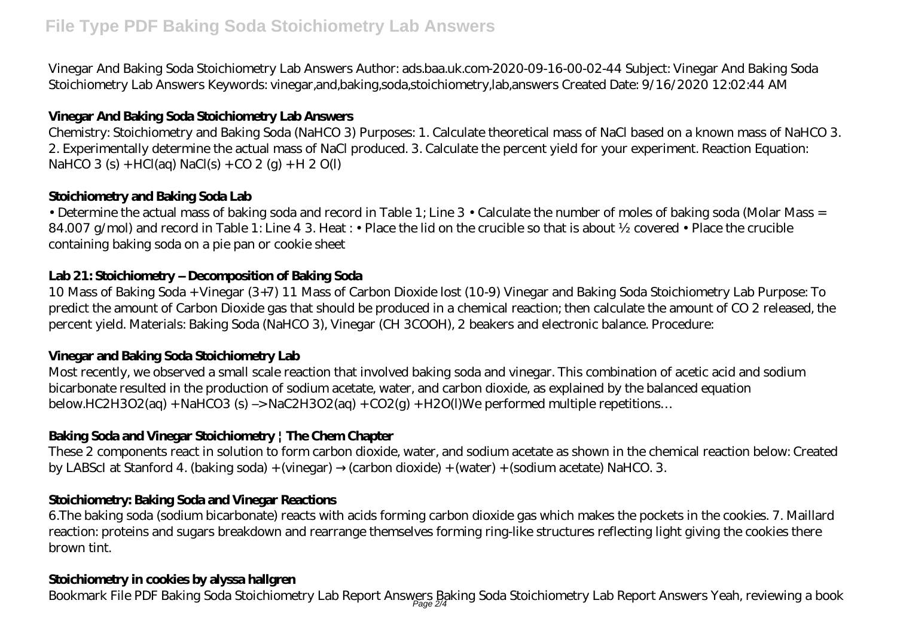Vinegar And Baking Soda Stoichiometry Lab Answers Author: ads.baa.uk.com-2020-09-16-00-02-44 Subject: Vinegar And Baking Soda Stoichiometry Lab Answers Keywords: vinegar,and,baking,soda,stoichiometry,lab,answers Created Date: 9/16/2020 12:02:44 AM

### Vinegar And Baking Soda Stoichiometry Lab Answers

Chemistry: Stoichiometry and Baking Soda ($NaHCO_3$) Purposes: 1. Calculate theoretical mass of NaCl based on a known mass of $NaHCO_3$. 2. Experimentally determine the actual mass of NaCl produced. 3. Calculate the percent yield for your experiment. Reaction Equation: $NaHCO_3$ (s) + HCl(aq) NaCl(s) + $CO_2$ (g) + $H_2O$(l)

### Stoichiometry and Baking Soda Lab

• Determine the actual mass of baking soda and record in Table 1; Line 3 • Calculate the number of moles of baking soda (Molar Mass = 84.007 g/mol) and record in Table 1: Line 4 3. Heat : • Place the lid on the crucible so that is about ½ covered • Place the crucible containing baking soda on a pie pan or cookie sheet

### Lab 21: Stoichiometry – Decomposition of Baking Soda

10 Mass of Baking Soda + Vinegar (3+7) 11 Mass of Carbon Dioxide lost (10-9) Vinegar and Baking Soda Stoichiometry Lab Purpose: To predict the amount of Carbon Dioxide gas that should be produced in a chemical reaction; then calculate the amount of $CO_2$ released, the percent yield. Materials: Baking Soda ($NaHCO_3$), Vinegar ($CH_3COOH$), 2 beakers and electronic balance. Procedure:

### Vinegar and Baking Soda Stoichiometry Lab

Most recently, we observed a small scale reaction that involved baking soda and vinegar. This combination of acetic acid and sodium bicarbonate resulted in the production of sodium acetate, water, and carbon dioxide, as explained by the balanced equation below.$HC_2H_3O_2$(aq) + $NaHCO_3$ (s) –> $NaC_2H_3O_2$(aq) + $CO_2$(g) + $H_2O$(l)We performed multiple repetitions…

### Baking Soda and Vinegar Stoichiometry | The Chem Chapter

These 2 components react in solution to form carbon dioxide, water, and sodium acetate as shown in the chemical reaction below: Created by LABScI at Stanford 4. (baking soda) + (vinegar) → (carbon dioxide) + (water) + (sodium acetate) NaHCO. 3.

### Stoichiometry: Baking Soda and Vinegar Reactions

6.The baking soda (sodium bicarbonate) reacts with acids forming carbon dioxide gas which makes the pockets in the cookies. 7. Maillard reaction: proteins and sugars breakdown and rearrange themselves forming ring-like structures reflecting light giving the cookies there brown tint.

### Stoichiometry in cookies by alyssa hallgren

Bookmark File PDF Baking Soda Stoichiometry Lab Report Answers Baking Soda Stoichiometry Lab Report Answers Yeah, reviewing a book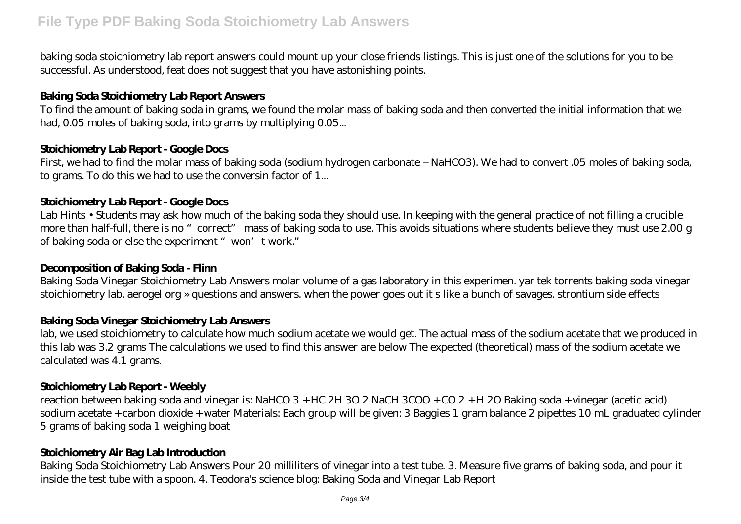baking soda stoichiometry lab report answers could mount up your close friends listings. This is just one of the solutions for you to be successful. As understood, feat does not suggest that you have astonishing points.

### Baking Soda Stoichiometry Lab Report Answers

To find the amount of baking soda in grams, we found the molar mass of baking soda and then converted the initial information that we had, 0.05 moles of baking soda, into grams by multiplying 0.05...

### Stoichiometry Lab Report - Google Docs

First, we had to find the molar mass of baking soda (sodium hydrogen carbonate – $NaHCO_3$). We had to convert .05 moles of baking soda, to grams. To do this we had to use the conversin factor of 1...

### Stoichiometry Lab Report - Google Docs

Lab Hints • Students may ask how much of the baking soda they should use. In keeping with the general practice of not filling a crucible more than half-full, there is no "correct" mass of baking soda to use. This avoids situations where students believe they must use 2.00 g of baking soda or else the experiment "won't work."

### Decomposition of Baking Soda - Flinn

Baking Soda Vinegar Stoichiometry Lab Answers molar volume of a gas laboratory in this experimen. yar tek torrents baking soda vinegar stoichiometry lab. aerogel org » questions and answers. when the power goes out it s like a bunch of savages. strontium side effects

### Baking Soda Vinegar Stoichiometry Lab Answers

lab, we used stoichiometry to calculate how much sodium acetate we would get. The actual mass of the sodium acetate that we produced in this lab was 3.2 grams The calculations we used to find this answer are below The expected (theoretical) mass of the sodium acetate we calculated was 4.1 grams.

### Stoichiometry Lab Report - Weebly

reaction between baking soda and vinegar is: $NaHCO_3 + HC_2H_3O_2$ $NaCH_3COO + CO_2 + H_2O$ Baking soda + vinegar (acetic acid) sodium acetate + carbon dioxide + water Materials: Each group will be given: 3 Baggies 1 gram balance 2 pipettes 10 mL graduated cylinder 5 grams of baking soda 1 weighing boat

### Stoichiometry Air Bag Lab Introduction

Baking Soda Stoichiometry Lab Answers Pour 20 milliliters of vinegar into a test tube. 3. Measure five grams of baking soda, and pour it inside the test tube with a spoon. 4. Teodora's science blog: Baking Soda and Vinegar Lab Report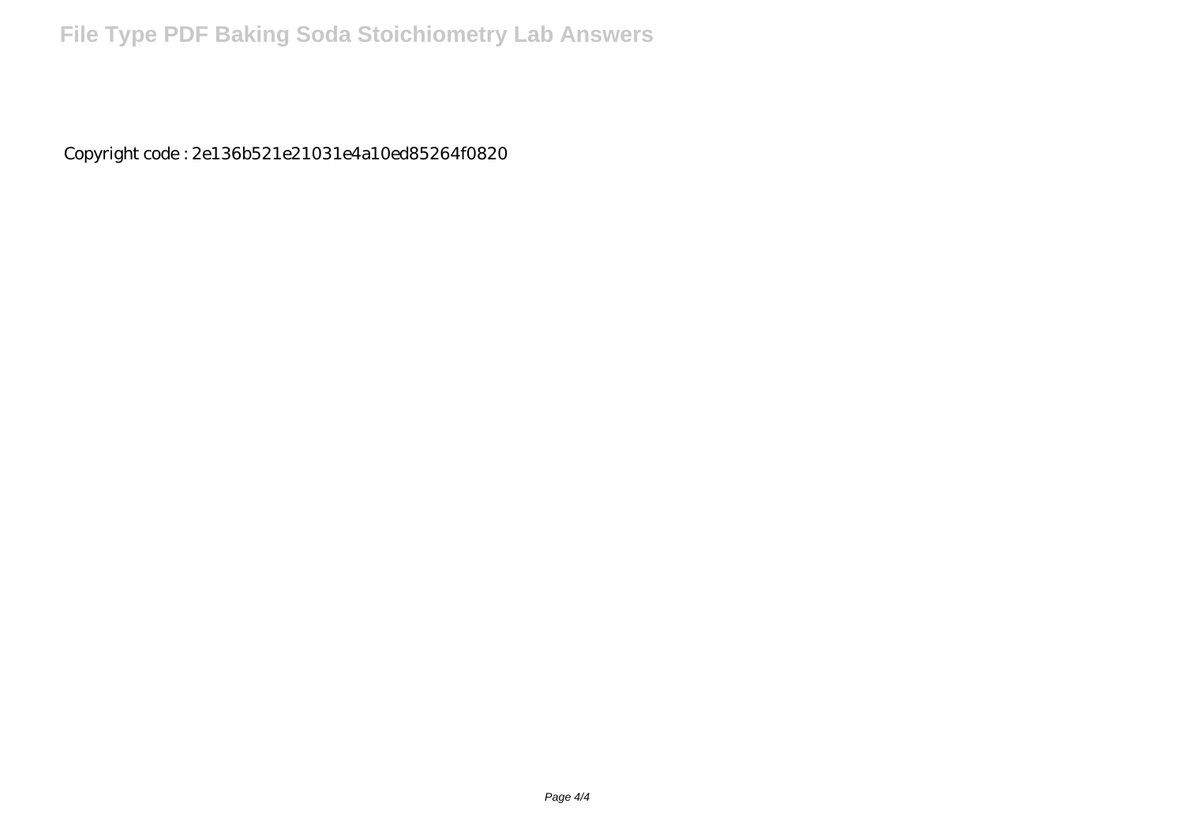Copyright code : 2e136b521e21031e4a10ed85264f0820